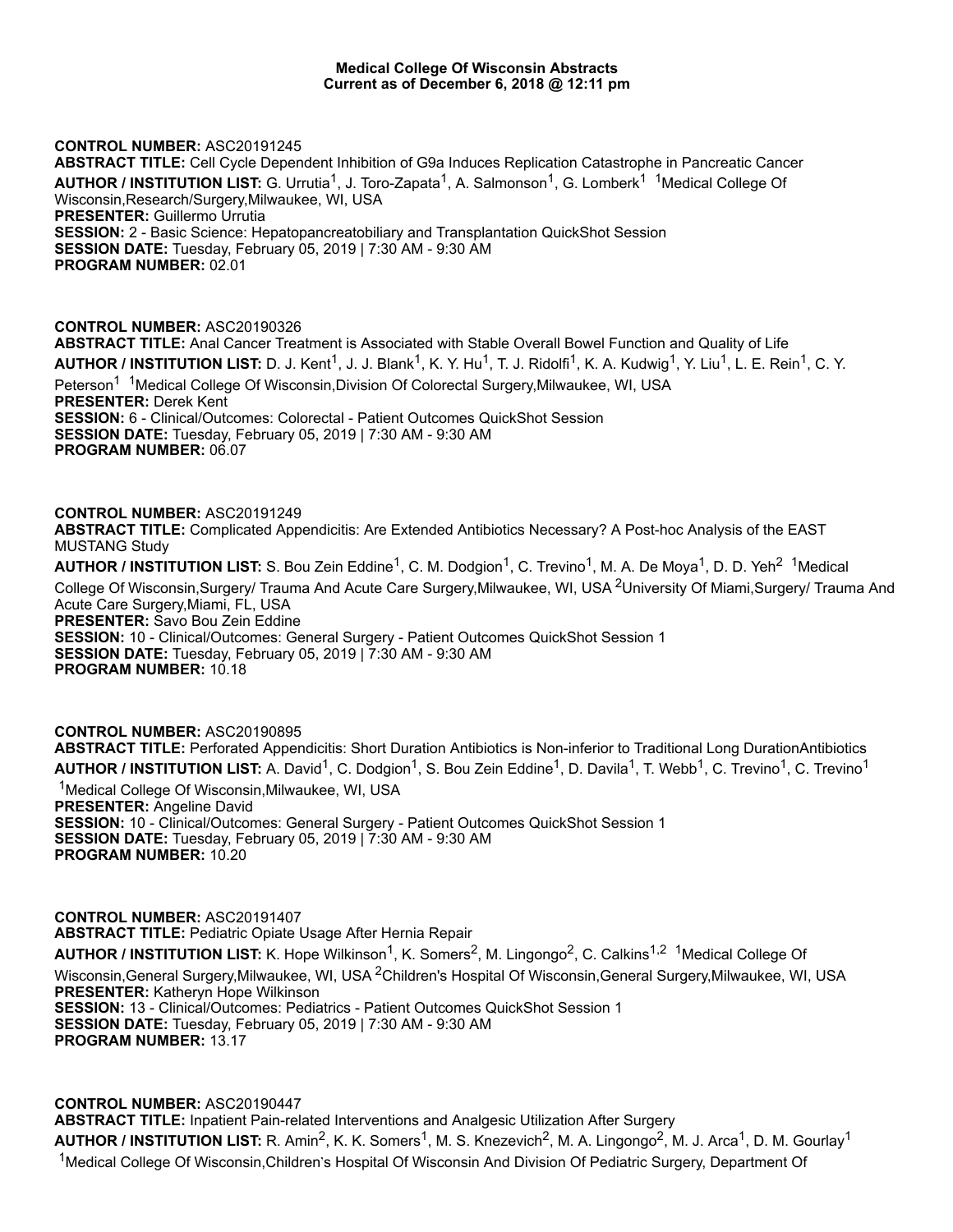**Medical College Of Wisconsin Abstracts**
**Current as of December 6, 2018 @ 12:11 pm**

**CONTROL NUMBER:** ASC20191245
**ABSTRACT TITLE:** Cell Cycle Dependent Inhibition of G9a Induces Replication Catastrophe in Pancreatic Cancer
**AUTHOR / INSTITUTION LIST:** G. Urrutia[1], J. Toro-Zapata[1], A. Salmonson[1], G. Lomberk[1] [1]Medical College Of Wisconsin,Research/Surgery,Milwaukee, WI, USA
**PRESENTER:** Guillermo Urrutia
**SESSION:** 2 - Basic Science: Hepatopancreatobiliary and Transplantation QuickShot Session
**SESSION DATE:** Tuesday, February 05, 2019 | 7:30 AM - 9:30 AM
**PROGRAM NUMBER:** 02.01

**CONTROL NUMBER:** ASC20190326
**ABSTRACT TITLE:** Anal Cancer Treatment is Associated with Stable Overall Bowel Function and Quality of Life
**AUTHOR / INSTITUTION LIST:** D. J. Kent[1], J. J. Blank[1], K. Y. Hu[1], T. J. Ridolfi[1], K. A. Kudwig[1], Y. Liu[1], L. E. Rein[1], C. Y. Peterson[1] [1]Medical College Of Wisconsin,Division Of Colorectal Surgery,Milwaukee, WI, USA
**PRESENTER:** Derek Kent
**SESSION:** 6 - Clinical/Outcomes: Colorectal - Patient Outcomes QuickShot Session
**SESSION DATE:** Tuesday, February 05, 2019 | 7:30 AM - 9:30 AM
**PROGRAM NUMBER:** 06.07

**CONTROL NUMBER:** ASC20191249
**ABSTRACT TITLE:** Complicated Appendicitis: Are Extended Antibiotics Necessary? A Post-hoc Analysis of the EAST MUSTANG Study
**AUTHOR / INSTITUTION LIST:** S. Bou Zein Eddine[1], C. M. Dodgion[1], C. Trevino[1], M. A. De Moya[1], D. D. Yeh[2] [1]Medical College Of Wisconsin,Surgery/ Trauma And Acute Care Surgery,Milwaukee, WI, USA [2]University Of Miami,Surgery/ Trauma And Acute Care Surgery,Miami, FL, USA
**PRESENTER:** Savo Bou Zein Eddine
**SESSION:** 10 - Clinical/Outcomes: General Surgery - Patient Outcomes QuickShot Session 1
**SESSION DATE:** Tuesday, February 05, 2019 | 7:30 AM - 9:30 AM
**PROGRAM NUMBER:** 10.18

**CONTROL NUMBER:** ASC20190895
**ABSTRACT TITLE:** Perforated Appendicitis: Short Duration Antibiotics is Non-inferior to Traditional Long DurationAntibiotics
**AUTHOR / INSTITUTION LIST:** A. David[1], C. Dodgion[1], S. Bou Zein Eddine[1], D. Davila[1], T. Webb[1], C. Trevino[1], C. Trevino[1] [1]Medical College Of Wisconsin,Milwaukee, WI, USA
**PRESENTER:** Angeline David
**SESSION:** 10 - Clinical/Outcomes: General Surgery - Patient Outcomes QuickShot Session 1
**SESSION DATE:** Tuesday, February 05, 2019 | 7:30 AM - 9:30 AM
**PROGRAM NUMBER:** 10.20

**CONTROL NUMBER:** ASC20191407
**ABSTRACT TITLE:** Pediatric Opiate Usage After Hernia Repair
**AUTHOR / INSTITUTION LIST:** K. Hope Wilkinson[1], K. Somers[2], M. Lingongo[2], C. Calkins[1,2] [1]Medical College Of Wisconsin,General Surgery,Milwaukee, WI, USA [2]Children's Hospital Of Wisconsin,General Surgery,Milwaukee, WI, USA
**PRESENTER:** Katheryn Hope Wilkinson
**SESSION:** 13 - Clinical/Outcomes: Pediatrics - Patient Outcomes QuickShot Session 1
**SESSION DATE:** Tuesday, February 05, 2019 | 7:30 AM - 9:30 AM
**PROGRAM NUMBER:** 13.17

**CONTROL NUMBER:** ASC20190447
**ABSTRACT TITLE:** Inpatient Pain-related Interventions and Analgesic Utilization After Surgery
**AUTHOR / INSTITUTION LIST:** R. Amin[2], K. K. Somers[1], M. S. Knezevich[2], M. A. Lingongo[2], M. J. Arca[1], D. M. Gourlay[1] [1]Medical College Of Wisconsin,Children's Hospital Of Wisconsin And Division Of Pediatric Surgery, Department Of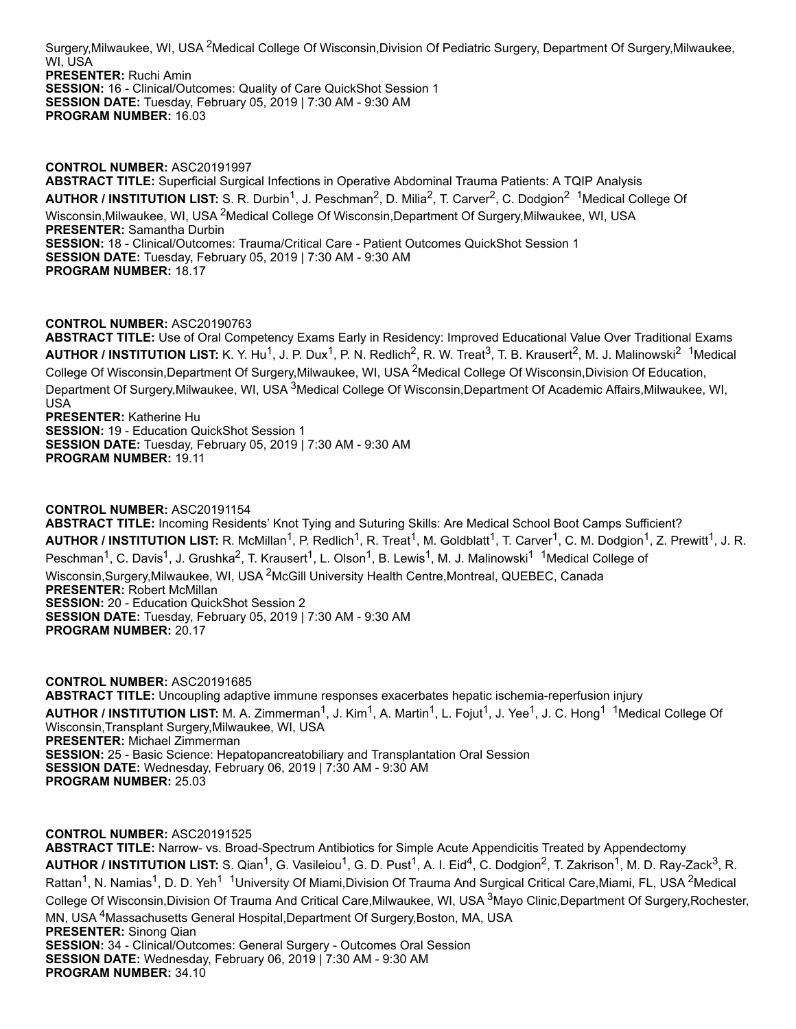Surgery,Milwaukee, WI, USA [2]Medical College Of Wisconsin,Division Of Pediatric Surgery, Department Of Surgery,Milwaukee, WI, USA
**PRESENTER:** Ruchi Amin
**SESSION:** 16 - Clinical/Outcomes: Quality of Care QuickShot Session 1
**SESSION DATE:** Tuesday, February 05, 2019 | 7:30 AM - 9:30 AM
**PROGRAM NUMBER:** 16.03

**CONTROL NUMBER:** ASC20191997
**ABSTRACT TITLE:** Superficial Surgical Infections in Operative Abdominal Trauma Patients: A TQIP Analysis
**AUTHOR / INSTITUTION LIST:** S. R. Durbin[1], J. Peschman[2], D. Milia[2], T. Carver[2], C. Dodgion[2] [1]Medical College Of Wisconsin,Milwaukee, WI, USA [2]Medical College Of Wisconsin,Department Of Surgery,Milwaukee, WI, USA
**PRESENTER:** Samantha Durbin
**SESSION:** 18 - Clinical/Outcomes: Trauma/Critical Care - Patient Outcomes QuickShot Session 1
**SESSION DATE:** Tuesday, February 05, 2019 | 7:30 AM - 9:30 AM
**PROGRAM NUMBER:** 18.17

**CONTROL NUMBER:** ASC20190763
**ABSTRACT TITLE:** Use of Oral Competency Exams Early in Residency: Improved Educational Value Over Traditional Exams
**AUTHOR / INSTITUTION LIST:** K. Y. Hu[1], J. P. Dux[1], P. N. Redlich[2], R. W. Treat[3], T. B. Krausert[2], M. J. Malinowski[2] [1]Medical College Of Wisconsin,Department Of Surgery,Milwaukee, WI, USA [2]Medical College Of Wisconsin,Division Of Education, Department Of Surgery,Milwaukee, WI, USA [3]Medical College Of Wisconsin,Department Of Academic Affairs,Milwaukee, WI, USA
**PRESENTER:** Katherine Hu
**SESSION:** 19 - Education QuickShot Session 1
**SESSION DATE:** Tuesday, February 05, 2019 | 7:30 AM - 9:30 AM
**PROGRAM NUMBER:** 19.11

**CONTROL NUMBER:** ASC20191154
**ABSTRACT TITLE:** Incoming Residents' Knot Tying and Suturing Skills: Are Medical School Boot Camps Sufficient?
**AUTHOR / INSTITUTION LIST:** R. McMillan[1], P. Redlich[1], R. Treat[1], M. Goldblatt[1], T. Carver[1], C. M. Dodgion[1], Z. Prewitt[1], J. R. Peschman[1], C. Davis[1], J. Grushka[2], T. Krausert[1], L. Olson[1], B. Lewis[1], M. J. Malinowski[1] [1]Medical College of Wisconsin,Surgery,Milwaukee, WI, USA [2]McGill University Health Centre,Montreal, QUEBEC, Canada
**PRESENTER:** Robert McMillan
**SESSION:** 20 - Education QuickShot Session 2
**SESSION DATE:** Tuesday, February 05, 2019 | 7:30 AM - 9:30 AM
**PROGRAM NUMBER:** 20.17

**CONTROL NUMBER:** ASC20191685
**ABSTRACT TITLE:** Uncoupling adaptive immune responses exacerbates hepatic ischemia-reperfusion injury
**AUTHOR / INSTITUTION LIST:** M. A. Zimmerman[1], J. Kim[1], A. Martin[1], L. Fojut[1], J. Yee[1], J. C. Hong[1] [1]Medical College Of Wisconsin,Transplant Surgery,Milwaukee, WI, USA
**PRESENTER:** Michael Zimmerman
**SESSION:** 25 - Basic Science: Hepatopancreatobiliary and Transplantation Oral Session
**SESSION DATE:** Wednesday, February 06, 2019 | 7:30 AM - 9:30 AM
**PROGRAM NUMBER:** 25.03

**CONTROL NUMBER:** ASC20191525
**ABSTRACT TITLE:** Narrow- vs. Broad-Spectrum Antibiotics for Simple Acute Appendicitis Treated by Appendectomy
**AUTHOR / INSTITUTION LIST:** S. Qian[1], G. Vasileiou[1], G. D. Pust[1], A. I. Eid[4], C. Dodgion[2], T. Zakrison[1], M. D. Ray-Zack[3], R. Rattan[1], N. Namias[1], D. D. Yeh[1] [1]University Of Miami,Division Of Trauma And Surgical Critical Care,Miami, FL, USA [2]Medical College Of Wisconsin,Division Of Trauma And Critical Care,Milwaukee, WI, USA [3]Mayo Clinic,Department Of Surgery,Rochester, MN, USA [4]Massachusetts General Hospital,Department Of Surgery,Boston, MA, USA
**PRESENTER:** Sinong Qian
**SESSION:** 34 - Clinical/Outcomes: General Surgery - Outcomes Oral Session
**SESSION DATE:** Wednesday, February 06, 2019 | 7:30 AM - 9:30 AM
**PROGRAM NUMBER:** 34.10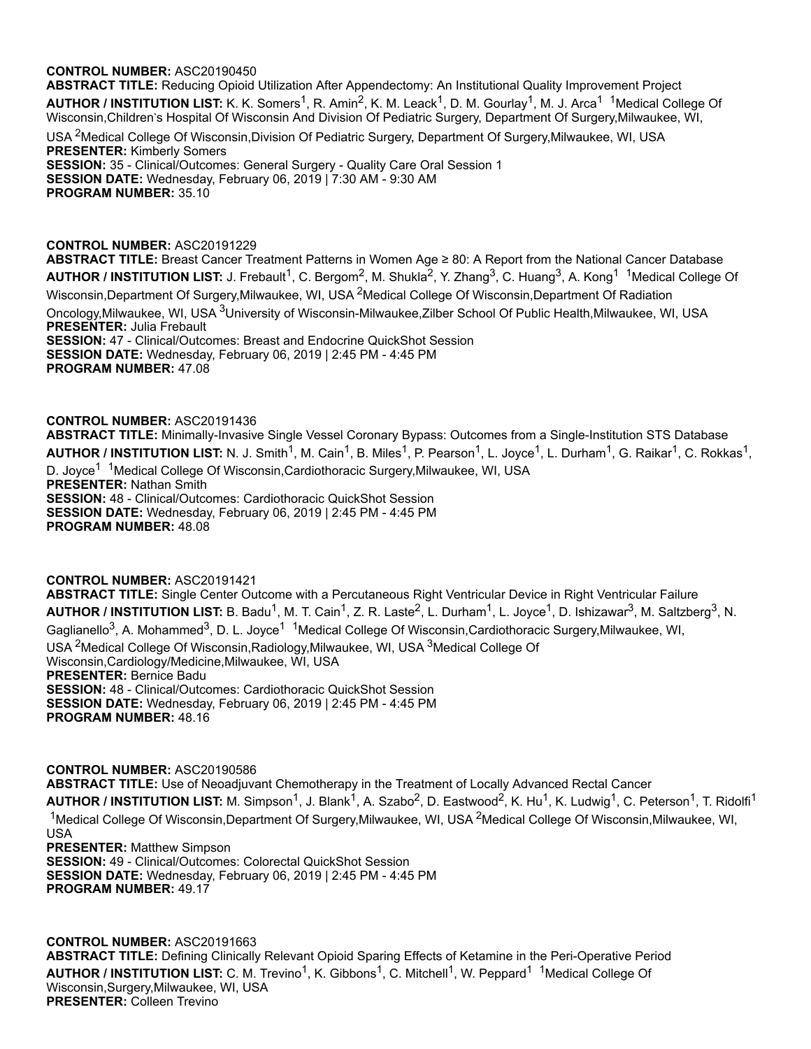**CONTROL NUMBER:** ASC20190450
**ABSTRACT TITLE:** Reducing Opioid Utilization After Appendectomy: An Institutional Quality Improvement Project
**AUTHOR / INSTITUTION LIST:** K. K. Somers[1], R. Amin[2], K. M. Leack[1], D. M. Gourlay[1], M. J. Arca[1] [1]Medical College Of Wisconsin,Children`s Hospital Of Wisconsin And Division Of Pediatric Surgery, Department Of Surgery,Milwaukee, WI, USA [2]Medical College Of Wisconsin,Division Of Pediatric Surgery, Department Of Surgery,Milwaukee, WI, USA
**PRESENTER:** Kimberly Somers
**SESSION:** 35 - Clinical/Outcomes: General Surgery - Quality Care Oral Session 1
**SESSION DATE:** Wednesday, February 06, 2019 | 7:30 AM - 9:30 AM
**PROGRAM NUMBER:** 35.10

**CONTROL NUMBER:** ASC20191229
**ABSTRACT TITLE:** Breast Cancer Treatment Patterns in Women Age ≥ 80: A Report from the National Cancer Database
**AUTHOR / INSTITUTION LIST:** J. Frebault[1], C. Bergom[2], M. Shukla[2], Y. Zhang[3], C. Huang[3], A. Kong[1] [1]Medical College Of Wisconsin,Department Of Surgery,Milwaukee, WI, USA [2]Medical College Of Wisconsin,Department Of Radiation Oncology,Milwaukee, WI, USA [3]University of Wisconsin-Milwaukee,Zilber School Of Public Health,Milwaukee, WI, USA
**PRESENTER:** Julia Frebault
**SESSION:** 47 - Clinical/Outcomes: Breast and Endocrine QuickShot Session
**SESSION DATE:** Wednesday, February 06, 2019 | 2:45 PM - 4:45 PM
**PROGRAM NUMBER:** 47.08

**CONTROL NUMBER:** ASC20191436
**ABSTRACT TITLE:** Minimally-Invasive Single Vessel Coronary Bypass: Outcomes from a Single-Institution STS Database
**AUTHOR / INSTITUTION LIST:** N. J. Smith[1], M. Cain[1], B. Miles[1], P. Pearson[1], L. Joyce[1], L. Durham[1], G. Raikar[1], C. Rokkas[1], D. Joyce[1] [1]Medical College Of Wisconsin,Cardiothoracic Surgery,Milwaukee, WI, USA
**PRESENTER:** Nathan Smith
**SESSION:** 48 - Clinical/Outcomes: Cardiothoracic QuickShot Session
**SESSION DATE:** Wednesday, February 06, 2019 | 2:45 PM - 4:45 PM
**PROGRAM NUMBER:** 48.08

**CONTROL NUMBER:** ASC20191421
**ABSTRACT TITLE:** Single Center Outcome with a Percutaneous Right Ventricular Device in Right Ventricular Failure
**AUTHOR / INSTITUTION LIST:** B. Badu[1], M. T. Cain[1], Z. R. Laste[2], L. Durham[1], L. Joyce[1], D. Ishizawar[3], M. Saltzberg[3], N. Gaglianello[3], A. Mohammed[3], D. L. Joyce[1] [1]Medical College Of Wisconsin,Cardiothoracic Surgery,Milwaukee, WI, USA [2]Medical College Of Wisconsin,Radiology,Milwaukee, WI, USA [3]Medical College Of Wisconsin,Cardiology/Medicine,Milwaukee, WI, USA
**PRESENTER:** Bernice Badu
**SESSION:** 48 - Clinical/Outcomes: Cardiothoracic QuickShot Session
**SESSION DATE:** Wednesday, February 06, 2019 | 2:45 PM - 4:45 PM
**PROGRAM NUMBER:** 48.16

**CONTROL NUMBER:** ASC20190586
**ABSTRACT TITLE:** Use of Neoadjuvant Chemotherapy in the Treatment of Locally Advanced Rectal Cancer
**AUTHOR / INSTITUTION LIST:** M. Simpson[1], J. Blank[1], A. Szabo[2], D. Eastwood[2], K. Hu[1], K. Ludwig[1], C. Peterson[1], T. Ridolfi[1] [1]Medical College Of Wisconsin,Department Of Surgery,Milwaukee, WI, USA [2]Medical College Of Wisconsin,Milwaukee, WI, USA
**PRESENTER:** Matthew Simpson
**SESSION:** 49 - Clinical/Outcomes: Colorectal QuickShot Session
**SESSION DATE:** Wednesday, February 06, 2019 | 2:45 PM - 4:45 PM
**PROGRAM NUMBER:** 49.17

**CONTROL NUMBER:** ASC20191663
**ABSTRACT TITLE:** Defining Clinically Relevant Opioid Sparing Effects of Ketamine in the Peri-Operative Period
**AUTHOR / INSTITUTION LIST:** C. M. Trevino[1], K. Gibbons[1], C. Mitchell[1], W. Peppard[1] [1]Medical College Of Wisconsin,Surgery,Milwaukee, WI, USA
**PRESENTER:** Colleen Trevino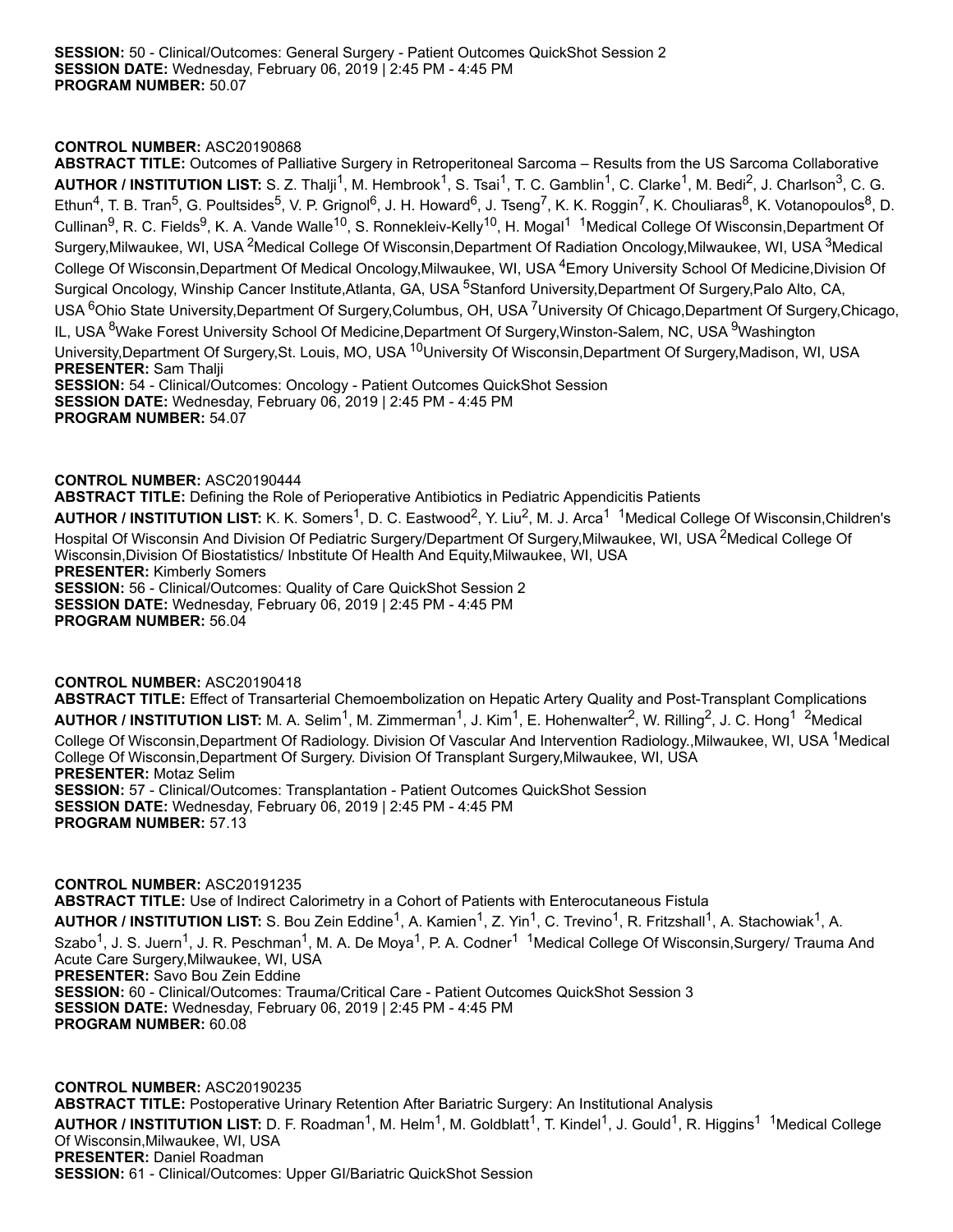**SESSION:** 50 - Clinical/Outcomes: General Surgery - Patient Outcomes QuickShot Session 2
**SESSION DATE:** Wednesday, February 06, 2019 | 2:45 PM - 4:45 PM
**PROGRAM NUMBER:** 50.07

**CONTROL NUMBER:** ASC20190868
**ABSTRACT TITLE:** Outcomes of Palliative Surgery in Retroperitoneal Sarcoma – Results from the US Sarcoma Collaborative
**AUTHOR / INSTITUTION LIST:** S. Z. Thalji[1], M. Hembrook[1], S. Tsai[1], T. C. Gamblin[1], C. Clarke[1], M. Bedi[2], J. Charlson[3], C. G. Ethun[4], T. B. Tran[5], G. Poultsides[5], V. P. Grignol[6], J. H. Howard[6], J. Tseng[7], K. K. Roggin[7], K. Chouliaras[8], K. Votanopoulos[8], D. Cullinan[9], R. C. Fields[9], K. A. Vande Walle[10], S. Ronnekleiv-Kelly[10], H. Mogal[1] [1]Medical College Of Wisconsin,Department Of Surgery,Milwaukee, WI, USA [2]Medical College Of Wisconsin,Department Of Radiation Oncology,Milwaukee, WI, USA [3]Medical College Of Wisconsin,Department Of Medical Oncology,Milwaukee, WI, USA [4]Emory University School Of Medicine,Division Of Surgical Oncology, Winship Cancer Institute,Atlanta, GA, USA [5]Stanford University,Department Of Surgery,Palo Alto, CA, USA [6]Ohio State University,Department Of Surgery,Columbus, OH, USA [7]University Of Chicago,Department Of Surgery,Chicago, IL, USA [8]Wake Forest University School Of Medicine,Department Of Surgery,Winston-Salem, NC, USA [9]Washington University,Department Of Surgery,St. Louis, MO, USA [10]University Of Wisconsin,Department Of Surgery,Madison, WI, USA
**PRESENTER:** Sam Thalji
**SESSION:** 54 - Clinical/Outcomes: Oncology - Patient Outcomes QuickShot Session
**SESSION DATE:** Wednesday, February 06, 2019 | 2:45 PM - 4:45 PM
**PROGRAM NUMBER:** 54.07

**CONTROL NUMBER:** ASC20190444
**ABSTRACT TITLE:** Defining the Role of Perioperative Antibiotics in Pediatric Appendicitis Patients
**AUTHOR / INSTITUTION LIST:** K. K. Somers[1], D. C. Eastwood[2], Y. Liu[2], M. J. Arca[1] [1]Medical College Of Wisconsin,Children's Hospital Of Wisconsin And Division Of Pediatric Surgery/Department Of Surgery,Milwaukee, WI, USA [2]Medical College Of Wisconsin,Division Of Biostatistics/ Inbstitute Of Health And Equity,Milwaukee, WI, USA
**PRESENTER:** Kimberly Somers
**SESSION:** 56 - Clinical/Outcomes: Quality of Care QuickShot Session 2
**SESSION DATE:** Wednesday, February 06, 2019 | 2:45 PM - 4:45 PM
**PROGRAM NUMBER:** 56.04

**CONTROL NUMBER:** ASC20190418
**ABSTRACT TITLE:** Effect of Transarterial Chemoembolization on Hepatic Artery Quality and Post-Transplant Complications
**AUTHOR / INSTITUTION LIST:** M. A. Selim[1], M. Zimmerman[1], J. Kim[1], E. Hohenwalter[2], W. Rilling[2], J. C. Hong[1] [2]Medical College Of Wisconsin,Department Of Radiology. Division Of Vascular And Intervention Radiology.,Milwaukee, WI, USA [1]Medical College Of Wisconsin,Department Of Surgery. Division Of Transplant Surgery,Milwaukee, WI, USA
**PRESENTER:** Motaz Selim
**SESSION:** 57 - Clinical/Outcomes: Transplantation - Patient Outcomes QuickShot Session
**SESSION DATE:** Wednesday, February 06, 2019 | 2:45 PM - 4:45 PM
**PROGRAM NUMBER:** 57.13

**CONTROL NUMBER:** ASC20191235
**ABSTRACT TITLE:** Use of Indirect Calorimetry in a Cohort of Patients with Enterocutaneous Fistula
**AUTHOR / INSTITUTION LIST:** S. Bou Zein Eddine[1], A. Kamien[1], Z. Yin[1], C. Trevino[1], R. Fritzshall[1], A. Stachowiak[1], A. Szabo[1], J. S. Juern[1], J. R. Peschman[1], M. A. De Moya[1], P. A. Codner[1] [1]Medical College Of Wisconsin,Surgery/ Trauma And Acute Care Surgery,Milwaukee, WI, USA
**PRESENTER:** Savo Bou Zein Eddine
**SESSION:** 60 - Clinical/Outcomes: Trauma/Critical Care - Patient Outcomes QuickShot Session 3
**SESSION DATE:** Wednesday, February 06, 2019 | 2:45 PM - 4:45 PM
**PROGRAM NUMBER:** 60.08

**CONTROL NUMBER:** ASC20190235
**ABSTRACT TITLE:** Postoperative Urinary Retention After Bariatric Surgery: An Institutional Analysis
**AUTHOR / INSTITUTION LIST:** D. F. Roadman[1], M. Helm[1], M. Goldblatt[1], T. Kindel[1], J. Gould[1], R. Higgins[1] [1]Medical College Of Wisconsin,Milwaukee, WI, USA
**PRESENTER:** Daniel Roadman
**SESSION:** 61 - Clinical/Outcomes: Upper GI/Bariatric QuickShot Session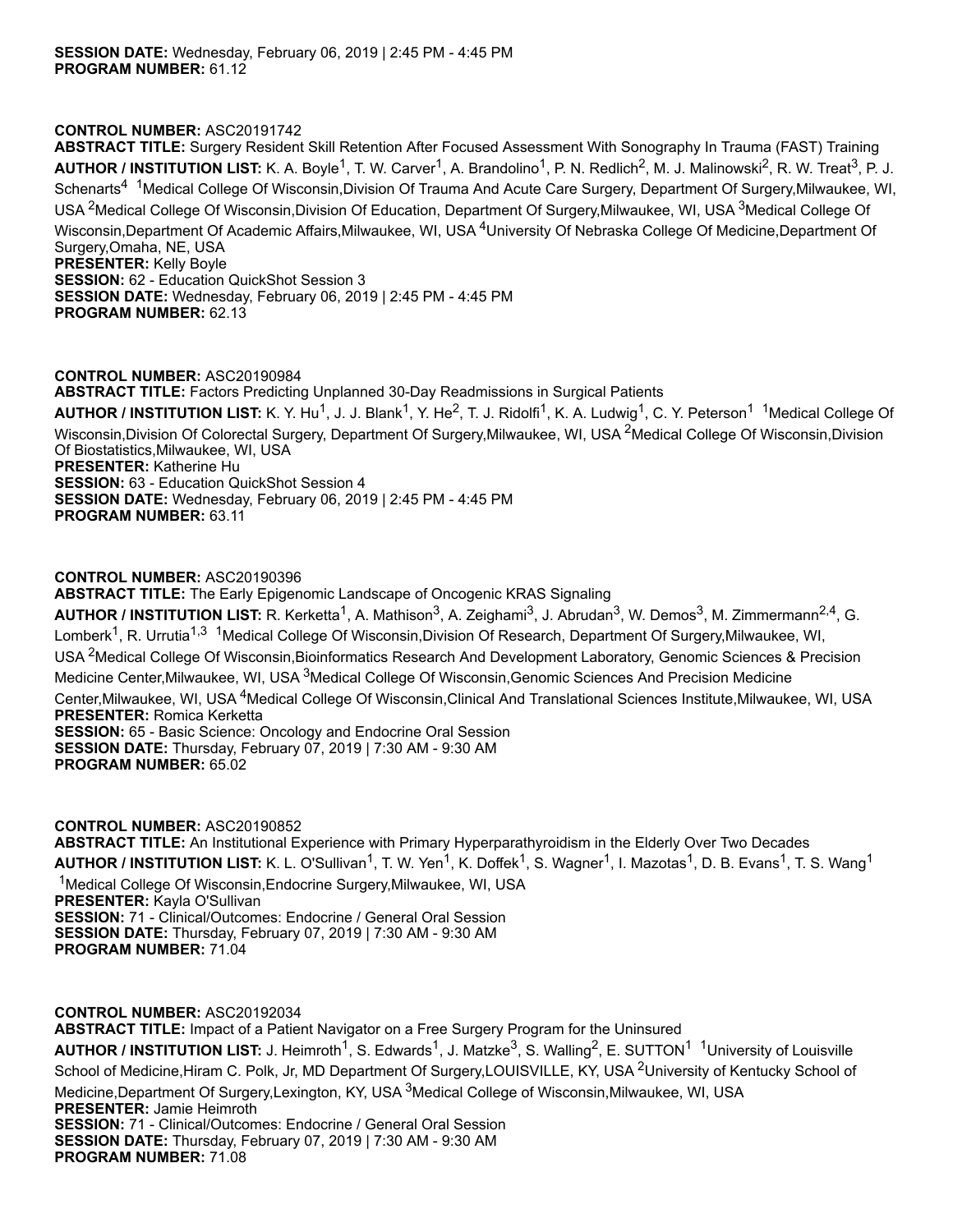**SESSION DATE:** Wednesday, February 06, 2019 | 2:45 PM - 4:45 PM
**PROGRAM NUMBER:** 61.12

**CONTROL NUMBER:** ASC20191742
**ABSTRACT TITLE:** Surgery Resident Skill Retention After Focused Assessment With Sonography In Trauma (FAST) Training
**AUTHOR / INSTITUTION LIST:** K. A. Boyle[1], T. W. Carver[1], A. Brandolino[1], P. N. Redlich[2], M. J. Malinowski[2], R. W. Treat[3], P. J. Schenarts[4] [1]Medical College Of Wisconsin,Division Of Trauma And Acute Care Surgery, Department Of Surgery,Milwaukee, WI, USA [2]Medical College Of Wisconsin,Division Of Education, Department Of Surgery,Milwaukee, WI, USA [3]Medical College Of Wisconsin,Department Of Academic Affairs,Milwaukee, WI, USA [4]University Of Nebraska College Of Medicine,Department Of Surgery,Omaha, NE, USA
**PRESENTER:** Kelly Boyle
**SESSION:** 62 - Education QuickShot Session 3
**SESSION DATE:** Wednesday, February 06, 2019 | 2:45 PM - 4:45 PM
**PROGRAM NUMBER:** 62.13

**CONTROL NUMBER:** ASC20190984
**ABSTRACT TITLE:** Factors Predicting Unplanned 30-Day Readmissions in Surgical Patients
**AUTHOR / INSTITUTION LIST:** K. Y. Hu[1], J. J. Blank[1], Y. He[2], T. J. Ridolfi[1], K. A. Ludwig[1], C. Y. Peterson[1] [1]Medical College Of Wisconsin,Division Of Colorectal Surgery, Department Of Surgery,Milwaukee, WI, USA [2]Medical College Of Wisconsin,Division Of Biostatistics,Milwaukee, WI, USA
**PRESENTER:** Katherine Hu
**SESSION:** 63 - Education QuickShot Session 4
**SESSION DATE:** Wednesday, February 06, 2019 | 2:45 PM - 4:45 PM
**PROGRAM NUMBER:** 63.11

**CONTROL NUMBER:** ASC20190396
**ABSTRACT TITLE:** The Early Epigenomic Landscape of Oncogenic KRAS Signaling
**AUTHOR / INSTITUTION LIST:** R. Kerketta[1], A. Mathison[3], A. Zeighami[3], J. Abrudan[3], W. Demos[3], M. Zimmermann[2,4], G. Lomberk[1], R. Urrutia[1,3] [1]Medical College Of Wisconsin,Division Of Research, Department Of Surgery,Milwaukee, WI, USA [2]Medical College Of Wisconsin,Bioinformatics Research And Development Laboratory, Genomic Sciences & Precision Medicine Center,Milwaukee, WI, USA [3]Medical College Of Wisconsin,Genomic Sciences And Precision Medicine Center,Milwaukee, WI, USA [4]Medical College Of Wisconsin,Clinical And Translational Sciences Institute,Milwaukee, WI, USA
**PRESENTER:** Romica Kerketta
**SESSION:** 65 - Basic Science: Oncology and Endocrine Oral Session
**SESSION DATE:** Thursday, February 07, 2019 | 7:30 AM - 9:30 AM
**PROGRAM NUMBER:** 65.02

**CONTROL NUMBER:** ASC20190852
**ABSTRACT TITLE:** An Institutional Experience with Primary Hyperparathyroidism in the Elderly Over Two Decades
**AUTHOR / INSTITUTION LIST:** K. L. O'Sullivan[1], T. W. Yen[1], K. Doffek[1], S. Wagner[1], I. Mazotas[1], D. B. Evans[1], T. S. Wang[1] [1]Medical College Of Wisconsin,Endocrine Surgery,Milwaukee, WI, USA
**PRESENTER:** Kayla O'Sullivan
**SESSION:** 71 - Clinical/Outcomes: Endocrine / General Oral Session
**SESSION DATE:** Thursday, February 07, 2019 | 7:30 AM - 9:30 AM
**PROGRAM NUMBER:** 71.04

**CONTROL NUMBER:** ASC20192034
**ABSTRACT TITLE:** Impact of a Patient Navigator on a Free Surgery Program for the Uninsured
**AUTHOR / INSTITUTION LIST:** J. Heimroth[1], S. Edwards[1], J. Matzke[3], S. Walling[2], E. SUTTON[1] [1]University of Louisville School of Medicine,Hiram C. Polk, Jr, MD Department Of Surgery,LOUISVILLE, KY, USA [2]University of Kentucky School of Medicine,Department Of Surgery,Lexington, KY, USA [3]Medical College of Wisconsin,Milwaukee, WI, USA
**PRESENTER:** Jamie Heimroth
**SESSION:** 71 - Clinical/Outcomes: Endocrine / General Oral Session
**SESSION DATE:** Thursday, February 07, 2019 | 7:30 AM - 9:30 AM
**PROGRAM NUMBER:** 71.08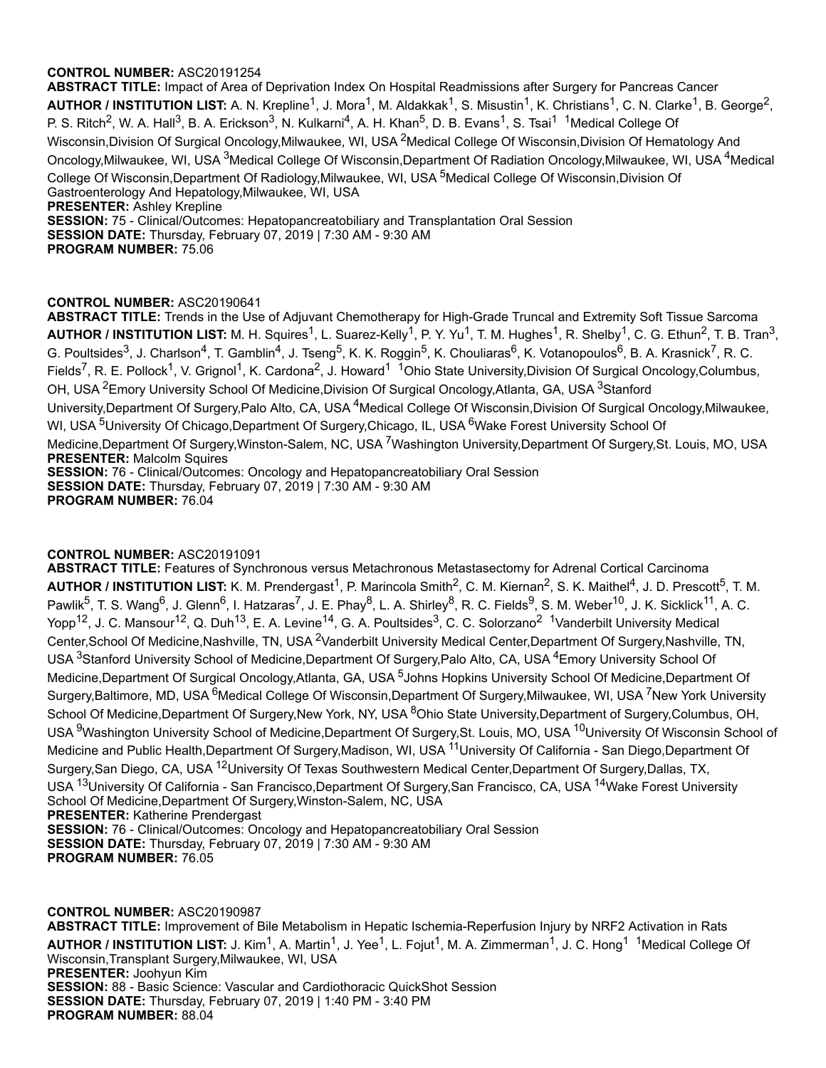**CONTROL NUMBER:** ASC20191254
**ABSTRACT TITLE:** Impact of Area of Deprivation Index On Hospital Readmissions after Surgery for Pancreas Cancer
**AUTHOR / INSTITUTION LIST:** A. N. Krepline[1], J. Mora[1], M. Aldakkak[1], S. Misustin[1], K. Christians[1], C. N. Clarke[1], B. George[2], P. S. Ritch[2], W. A. Hall[3], B. A. Erickson[3], N. Kulkarni[4], A. H. Khan[5], D. B. Evans[1], S. Tsai[1] [1]Medical College Of Wisconsin,Division Of Surgical Oncology,Milwaukee, WI, USA [2]Medical College Of Wisconsin,Division Of Hematology And Oncology,Milwaukee, WI, USA [3]Medical College Of Wisconsin,Department Of Radiation Oncology,Milwaukee, WI, USA [4]Medical College Of Wisconsin,Department Of Radiology,Milwaukee, WI, USA [5]Medical College Of Wisconsin,Division Of Gastroenterology And Hepatology,Milwaukee, WI, USA
**PRESENTER:** Ashley Krepline
**SESSION:** 75 - Clinical/Outcomes: Hepatopancreatobiliary and Transplantation Oral Session
**SESSION DATE:** Thursday, February 07, 2019 | 7:30 AM - 9:30 AM
**PROGRAM NUMBER:** 75.06

**CONTROL NUMBER:** ASC20190641
**ABSTRACT TITLE:** Trends in the Use of Adjuvant Chemotherapy for High-Grade Truncal and Extremity Soft Tissue Sarcoma
**AUTHOR / INSTITUTION LIST:** M. H. Squires[1], L. Suarez-Kelly[1], P. Y. Yu[1], T. M. Hughes[1], R. Shelby[1], C. G. Ethun[2], T. B. Tran[3], G. Poultsides[3], J. Charlson[4], T. Gamblin[4], J. Tseng[5], K. K. Roggin[5], K. Chouliaras[6], K. Votanopoulos[6], B. A. Krasnick[7], R. C. Fields[7], R. E. Pollock[1], V. Grignol[1], K. Cardona[2], J. Howard[1] [1]Ohio State University,Division Of Surgical Oncology,Columbus, OH, USA [2]Emory University School Of Medicine,Division Of Surgical Oncology,Atlanta, GA, USA [3]Stanford University,Department Of Surgery,Palo Alto, CA, USA [4]Medical College Of Wisconsin,Division Of Surgical Oncology,Milwaukee, WI, USA [5]University Of Chicago,Department Of Surgery,Chicago, IL, USA [6]Wake Forest University School Of Medicine,Department Of Surgery,Winston-Salem, NC, USA [7]Washington University,Department Of Surgery,St. Louis, MO, USA
**PRESENTER:** Malcolm Squires
**SESSION:** 76 - Clinical/Outcomes: Oncology and Hepatopancreatobiliary Oral Session
**SESSION DATE:** Thursday, February 07, 2019 | 7:30 AM - 9:30 AM
**PROGRAM NUMBER:** 76.04

**CONTROL NUMBER:** ASC20191091
**ABSTRACT TITLE:** Features of Synchronous versus Metachronous Metastasectomy for Adrenal Cortical Carcinoma
**AUTHOR / INSTITUTION LIST:** K. M. Prendergast[1], P. Marincola Smith[2], C. M. Kiernan[2], S. K. Maithel[4], J. D. Prescott[5], T. M. Pawlik[5], T. S. Wang[6], J. Glenn[6], I. Hatzaras[7], L. Phay[8], L. A. Shirley[8], R. C. Fields[9], S. M. Weber[10], J. K. Sicklick[11], A. C. Yopp[12], J. C. Mansour[12], Q. Duh[13], E. A. Levine[14], G. A. Poultsides[3], C. C. Solorzano[2] [1]Vanderbilt University Medical Center,School Of Medicine,Nashville, TN, USA [2]Vanderbilt University Medical Center,Department Of Surgery,Nashville, TN, USA [3]Stanford University School of Medicine,Department Of Surgery,Palo Alto, CA, USA [4]Emory University School Of Medicine,Department Of Surgical Oncology,Atlanta, GA, USA [5]Johns Hopkins University School Of Medicine,Department Of Surgery,Baltimore, MD, USA [6]Medical College Of Wisconsin,Department Of Surgery,Milwaukee, WI, USA [7]New York University School Of Medicine,Department Of Surgery,New York, NY, USA [8]Ohio State University,Department of Surgery,Columbus, OH, USA [9]Washington University School of Medicine,Department Of Surgery,St. Louis, MO, USA [10]University Of Wisconsin School of Medicine and Public Health,Department Of Surgery,Madison, WI, USA [11]University Of California - San Diego,Department Of Surgery,San Diego, CA, USA [12]University Of Texas Southwestern Medical Center,Department Of Surgery,Dallas, TX, USA [13]University Of California - San Francisco,Department Of Surgery,San Francisco, CA, USA [14]Wake Forest University School Of Medicine,Department Of Surgery,Winston-Salem, NC, USA
**PRESENTER:** Katherine Prendergast
**SESSION:** 76 - Clinical/Outcomes: Oncology and Hepatopancreatobiliary Oral Session
**SESSION DATE:** Thursday, February 07, 2019 | 7:30 AM - 9:30 AM
**PROGRAM NUMBER:** 76.05

**CONTROL NUMBER:** ASC20190987
**ABSTRACT TITLE:** Improvement of Bile Metabolism in Hepatic Ischemia-Reperfusion Injury by NRF2 Activation in Rats
**AUTHOR / INSTITUTION LIST:** J. Kim[1], A. Martin[1], J. Yee[1], L. Fojut[1], M. A. Zimmerman[1], J. C. Hong[1] [1]Medical College Of Wisconsin,Transplant Surgery,Milwaukee, WI, USA
**PRESENTER:** Joohyun Kim
**SESSION:** 88 - Basic Science: Vascular and Cardiothoracic QuickShot Session
**SESSION DATE:** Thursday, February 07, 2019 | 1:40 PM - 3:40 PM
**PROGRAM NUMBER:** 88.04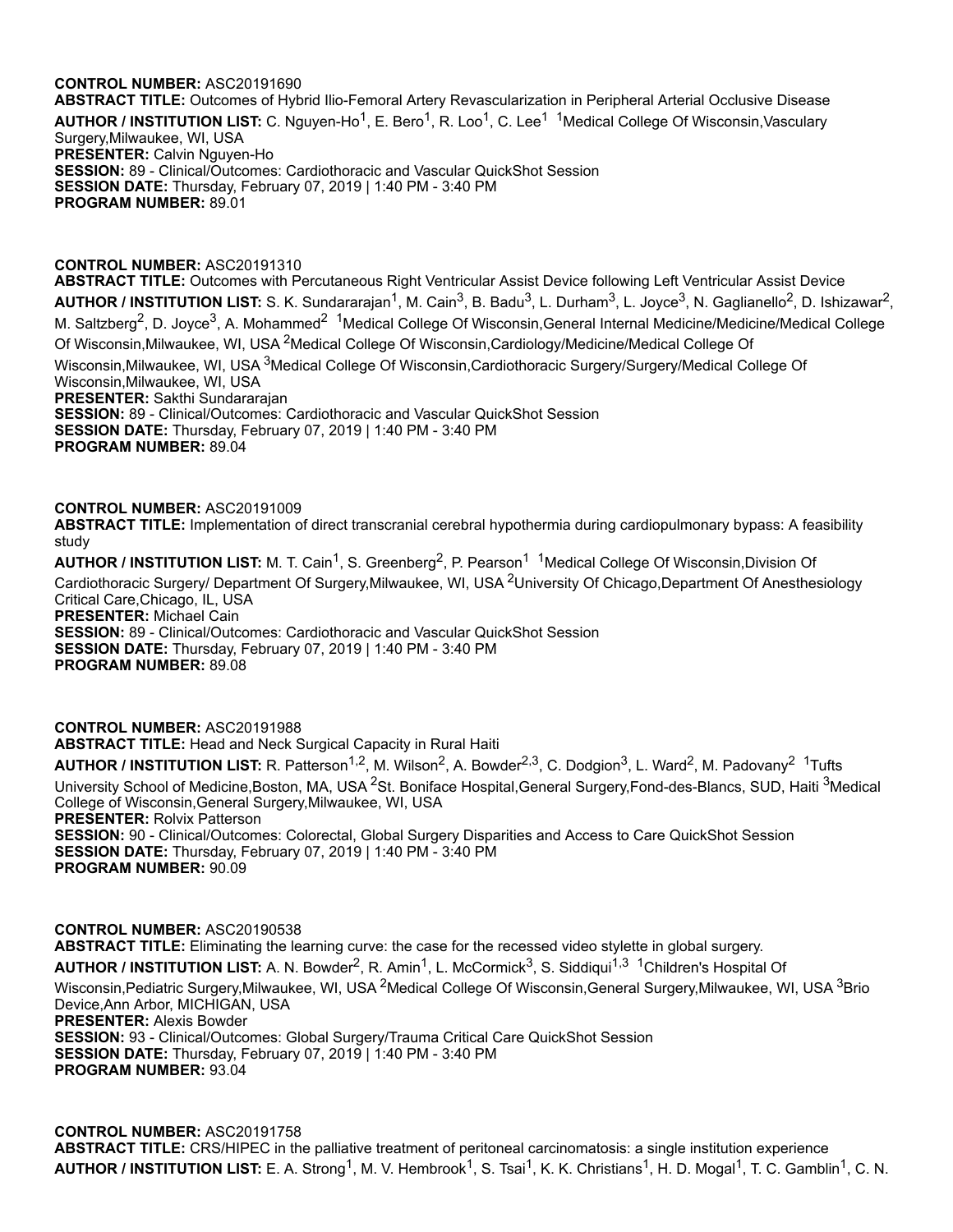**CONTROL NUMBER:** ASC20191690
**ABSTRACT TITLE:** Outcomes of Hybrid Ilio-Femoral Artery Revascularization in Peripheral Arterial Occlusive Disease
**AUTHOR / INSTITUTION LIST:** C. Nguyen-Ho[1], E. Bero[1], R. Loo[1], C. Lee[1] [1]Medical College Of Wisconsin,Vasculary Surgery,Milwaukee, WI, USA
**PRESENTER:** Calvin Nguyen-Ho
**SESSION:** 89 - Clinical/Outcomes: Cardiothoracic and Vascular QuickShot Session
**SESSION DATE:** Thursday, February 07, 2019 | 1:40 PM - 3:40 PM
**PROGRAM NUMBER:** 89.01

**CONTROL NUMBER:** ASC20191310
**ABSTRACT TITLE:** Outcomes with Percutaneous Right Ventricular Assist Device following Left Ventricular Assist Device
**AUTHOR / INSTITUTION LIST:** S. K. Sundararajan[1], M. Cain[3], B. Badu[3], L. Durham[3], L. Joyce[3], N. Gaglianello[2], D. Ishizawar[2], M. Saltzberg[2], D. Joyce[3], A. Mohammed[2] [1]Medical College Of Wisconsin,General Internal Medicine/Medicine/Medical College Of Wisconsin,Milwaukee, WI, USA [2]Medical College Of Wisconsin,Cardiology/Medicine/Medical College Of Wisconsin,Milwaukee, WI, USA [3]Medical College Of Wisconsin,Cardiothoracic Surgery/Surgery/Medical College Of Wisconsin,Milwaukee, WI, USA
**PRESENTER:** Sakthi Sundararajan
**SESSION:** 89 - Clinical/Outcomes: Cardiothoracic and Vascular QuickShot Session
**SESSION DATE:** Thursday, February 07, 2019 | 1:40 PM - 3:40 PM
**PROGRAM NUMBER:** 89.04

**CONTROL NUMBER:** ASC20191009
**ABSTRACT TITLE:** Implementation of direct transcranial cerebral hypothermia during cardiopulmonary bypass: A feasibility study
**AUTHOR / INSTITUTION LIST:** M. T. Cain[1], S. Greenberg[2], P. Pearson[1] [1]Medical College Of Wisconsin,Division Of Cardiothoracic Surgery/ Department Of Surgery,Milwaukee, WI, USA [2]University Of Chicago,Department Of Anesthesiology Critical Care,Chicago, IL, USA
**PRESENTER:** Michael Cain
**SESSION:** 89 - Clinical/Outcomes: Cardiothoracic and Vascular QuickShot Session
**SESSION DATE:** Thursday, February 07, 2019 | 1:40 PM - 3:40 PM
**PROGRAM NUMBER:** 89.08

**CONTROL NUMBER:** ASC20191988
**ABSTRACT TITLE:** Head and Neck Surgical Capacity in Rural Haiti
**AUTHOR / INSTITUTION LIST:** R. Patterson[1,2], M. Wilson[2], A. Bowder[2,3], C. Dodgion[3], L. Ward[2], M. Padovany[2] [1]Tufts University School of Medicine,Boston, MA, USA [2]St. Boniface Hospital,General Surgery,Fond-des-Blancs, SUD, Haiti [3]Medical College of Wisconsin,General Surgery,Milwaukee, WI, USA
**PRESENTER:** Rolvix Patterson
**SESSION:** 90 - Clinical/Outcomes: Colorectal, Global Surgery Disparities and Access to Care QuickShot Session
**SESSION DATE:** Thursday, February 07, 2019 | 1:40 PM - 3:40 PM
**PROGRAM NUMBER:** 90.09

**CONTROL NUMBER:** ASC20190538
**ABSTRACT TITLE:** Eliminating the learning curve: the case for the recessed video stylette in global surgery.
**AUTHOR / INSTITUTION LIST:** A. N. Bowder[2], R. Amin[1], L. McCormick[3], S. Siddiqui[1,3] [1]Children's Hospital Of Wisconsin,Pediatric Surgery,Milwaukee, WI, USA [2]Medical College Of Wisconsin,General Surgery,Milwaukee, WI, USA [3]Brio Device,Ann Arbor, MICHIGAN, USA
**PRESENTER:** Alexis Bowder
**SESSION:** 93 - Clinical/Outcomes: Global Surgery/Trauma Critical Care QuickShot Session
**SESSION DATE:** Thursday, February 07, 2019 | 1:40 PM - 3:40 PM
**PROGRAM NUMBER:** 93.04

**CONTROL NUMBER:** ASC20191758
**ABSTRACT TITLE:** CRS/HIPEC in the palliative treatment of peritoneal carcinomatosis: a single institution experience
**AUTHOR / INSTITUTION LIST:** E. A. Strong[1], M. V. Hembrook[1], S. Tsai[1], K. K. Christians[1], H. D. Mogal[1], T. C. Gamblin[1], C. N.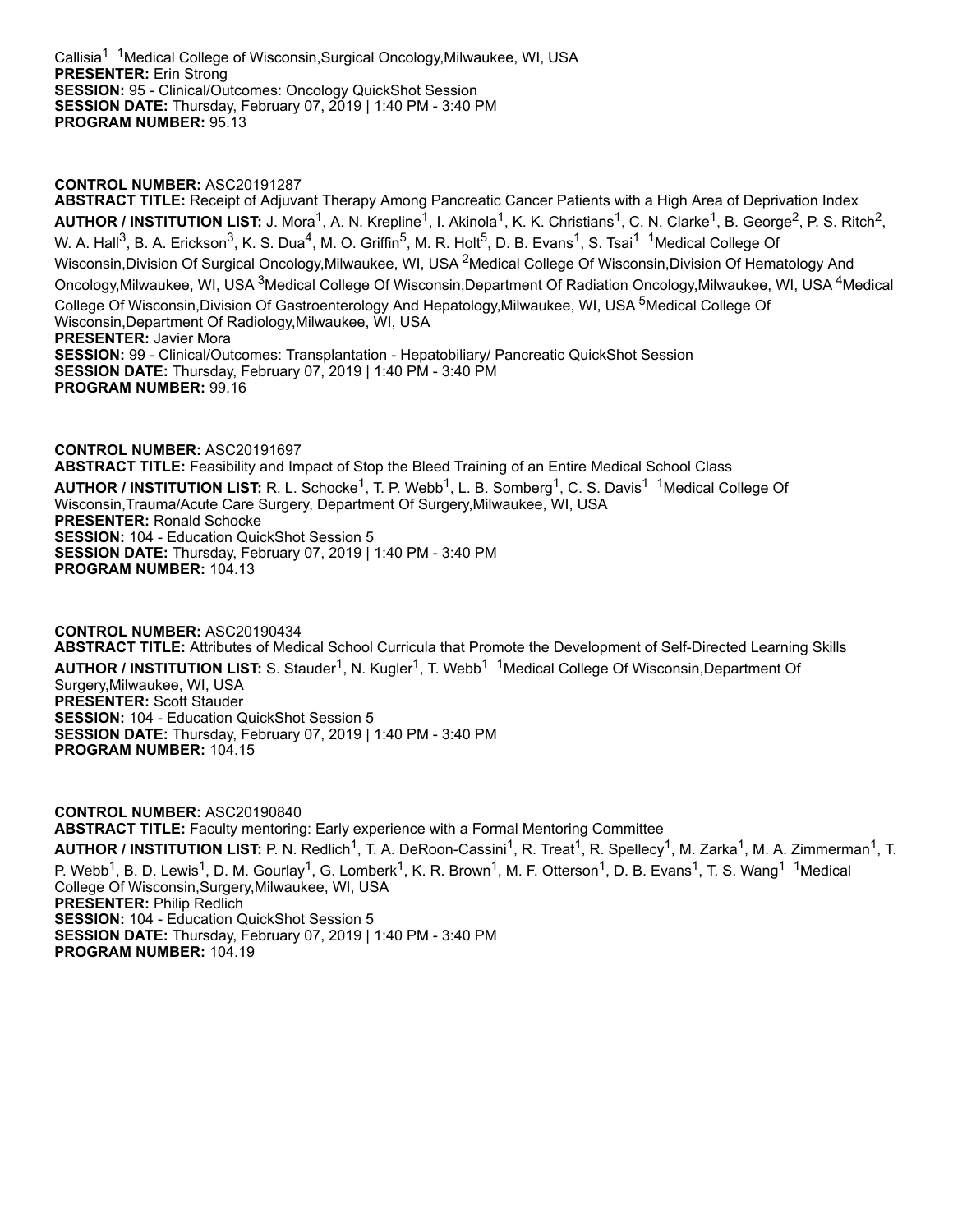Callisia[1] [1]Medical College of Wisconsin,Surgical Oncology,Milwaukee, WI, USA
**PRESENTER:** Erin Strong
**SESSION:** 95 - Clinical/Outcomes: Oncology QuickShot Session
**SESSION DATE:** Thursday, February 07, 2019 | 1:40 PM - 3:40 PM
**PROGRAM NUMBER:** 95.13

**CONTROL NUMBER:** ASC20191287
**ABSTRACT TITLE:** Receipt of Adjuvant Therapy Among Pancreatic Cancer Patients with a High Area of Deprivation Index
**AUTHOR / INSTITUTION LIST:** J. Mora[1], A. N. Krepline[1], I. Akinola[1], K. K. Christians[1], C. N. Clarke[1], B. George[2], P. S. Ritch[2], W. A. Hall[3], B. A. Erickson[3], K. S. Dua[4], M. O. Griffin[5], M. R. Holt[5], D. B. Evans[1], S. Tsai[1] [1]Medical College Of Wisconsin,Division Of Surgical Oncology,Milwaukee, WI, USA [2]Medical College Of Wisconsin,Division Of Hematology And Oncology,Milwaukee, WI, USA [3]Medical College Of Wisconsin,Department Of Radiation Oncology,Milwaukee, WI, USA [4]Medical College Of Wisconsin,Division Of Gastroenterology And Hepatology,Milwaukee, WI, USA [5]Medical College Of Wisconsin,Department Of Radiology,Milwaukee, WI, USA
**PRESENTER:** Javier Mora
**SESSION:** 99 - Clinical/Outcomes: Transplantation - Hepatobiliary/ Pancreatic QuickShot Session
**SESSION DATE:** Thursday, February 07, 2019 | 1:40 PM - 3:40 PM
**PROGRAM NUMBER:** 99.16

**CONTROL NUMBER:** ASC20191697
**ABSTRACT TITLE:** Feasibility and Impact of Stop the Bleed Training of an Entire Medical School Class
**AUTHOR / INSTITUTION LIST:** R. L. Schocke[1], T. P. Webb[1], L. B. Somberg[1], C. S. Davis[1] [1]Medical College Of Wisconsin,Trauma/Acute Care Surgery, Department Of Surgery,Milwaukee, WI, USA
**PRESENTER:** Ronald Schocke
**SESSION:** 104 - Education QuickShot Session 5
**SESSION DATE:** Thursday, February 07, 2019 | 1:40 PM - 3:40 PM
**PROGRAM NUMBER:** 104.13

**CONTROL NUMBER:** ASC20190434
**ABSTRACT TITLE:** Attributes of Medical School Curricula that Promote the Development of Self-Directed Learning Skills
**AUTHOR / INSTITUTION LIST:** S. Stauder[1], N. Kugler[1], T. Webb[1] [1]Medical College Of Wisconsin,Department Of Surgery,Milwaukee, WI, USA
**PRESENTER:** Scott Stauder
**SESSION:** 104 - Education QuickShot Session 5
**SESSION DATE:** Thursday, February 07, 2019 | 1:40 PM - 3:40 PM
**PROGRAM NUMBER:** 104.15

**CONTROL NUMBER:** ASC20190840
**ABSTRACT TITLE:** Faculty mentoring: Early experience with a Formal Mentoring Committee
**AUTHOR / INSTITUTION LIST:** P. N. Redlich[1], T. A. DeRoon-Cassini[1], R. Treat[1], R. Spellecy[1], M. Zarka[1], M. A. Zimmerman[1], T. P. Webb[1], B. D. Lewis[1], D. M. Gourlay[1], G. Lomberk[1], K. R. Brown[1], M. F. Otterson[1], D. B. Evans[1], T. S. Wang[1] [1]Medical College Of Wisconsin,Surgery,Milwaukee, WI, USA
**PRESENTER:** Philip Redlich
**SESSION:** 104 - Education QuickShot Session 5
**SESSION DATE:** Thursday, February 07, 2019 | 1:40 PM - 3:40 PM
**PROGRAM NUMBER:** 104.19